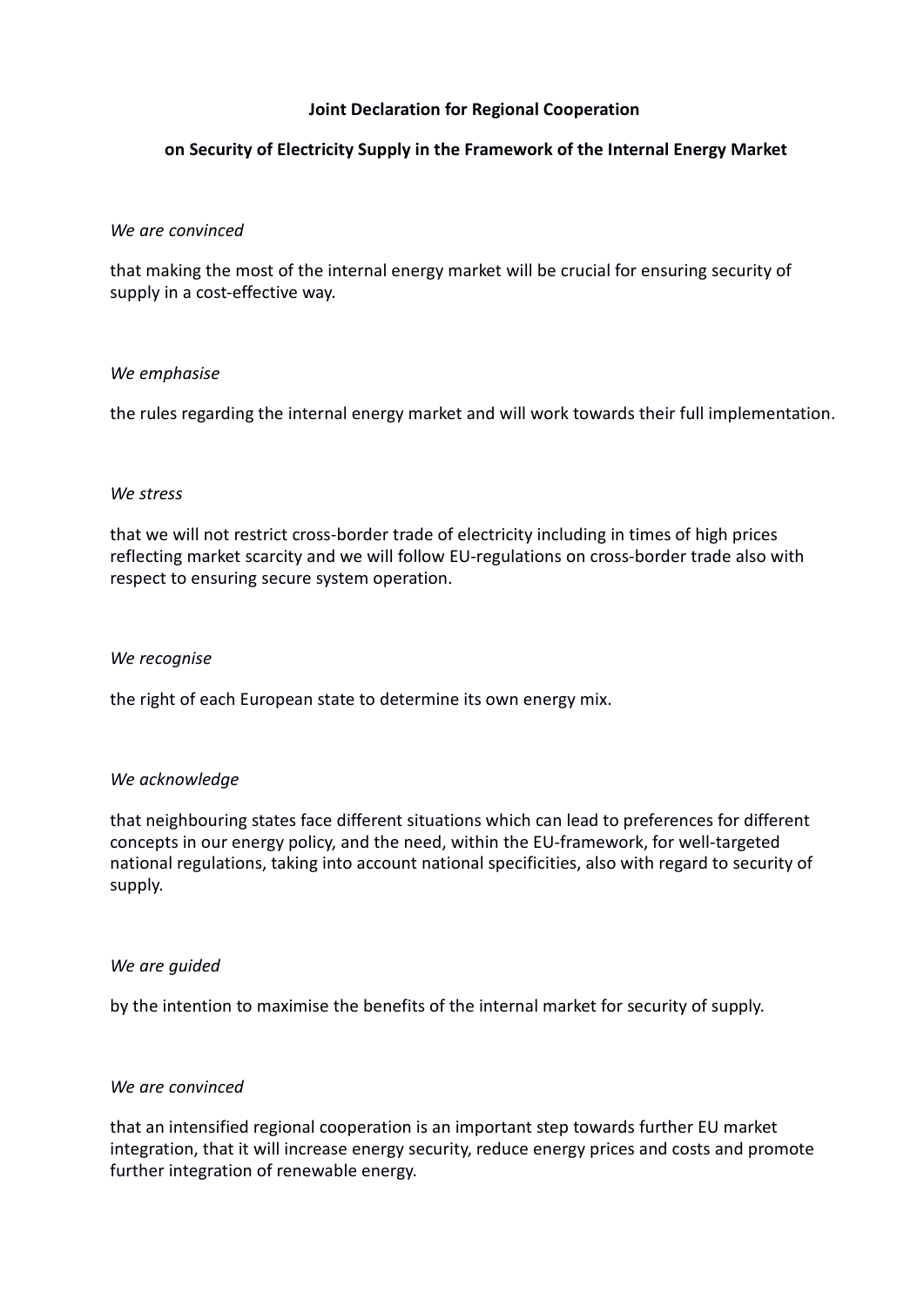**Joint Declaration for Regional Cooperation**

**on Security of Electricity Supply in the Framework of the Internal Energy Market**

*We are convinced*

that making the most of the internal energy market will be crucial for ensuring security of supply in a cost-effective way.

*We emphasise*

the rules regarding the internal energy market and will work towards their full implementation.

*We stress*

that we will not restrict cross-border trade of electricity including in times of high prices reflecting market scarcity and we will follow EU-regulations on cross-border trade also with respect to ensuring secure system operation.

*We recognise*

the right of each European state to determine its own energy mix.

*We acknowledge*

that neighbouring states face different situations which can lead to preferences for different concepts in our energy policy, and the need, within the EU-framework, for well-targeted national regulations, taking into account national specificities, also with regard to security of supply.

*We are guided*

by the intention to maximise the benefits of the internal market for security of supply.

*We are convinced*

that an intensified regional cooperation is an important step towards further EU market integration, that it will increase energy security, reduce energy prices and costs and promote further integration of renewable energy.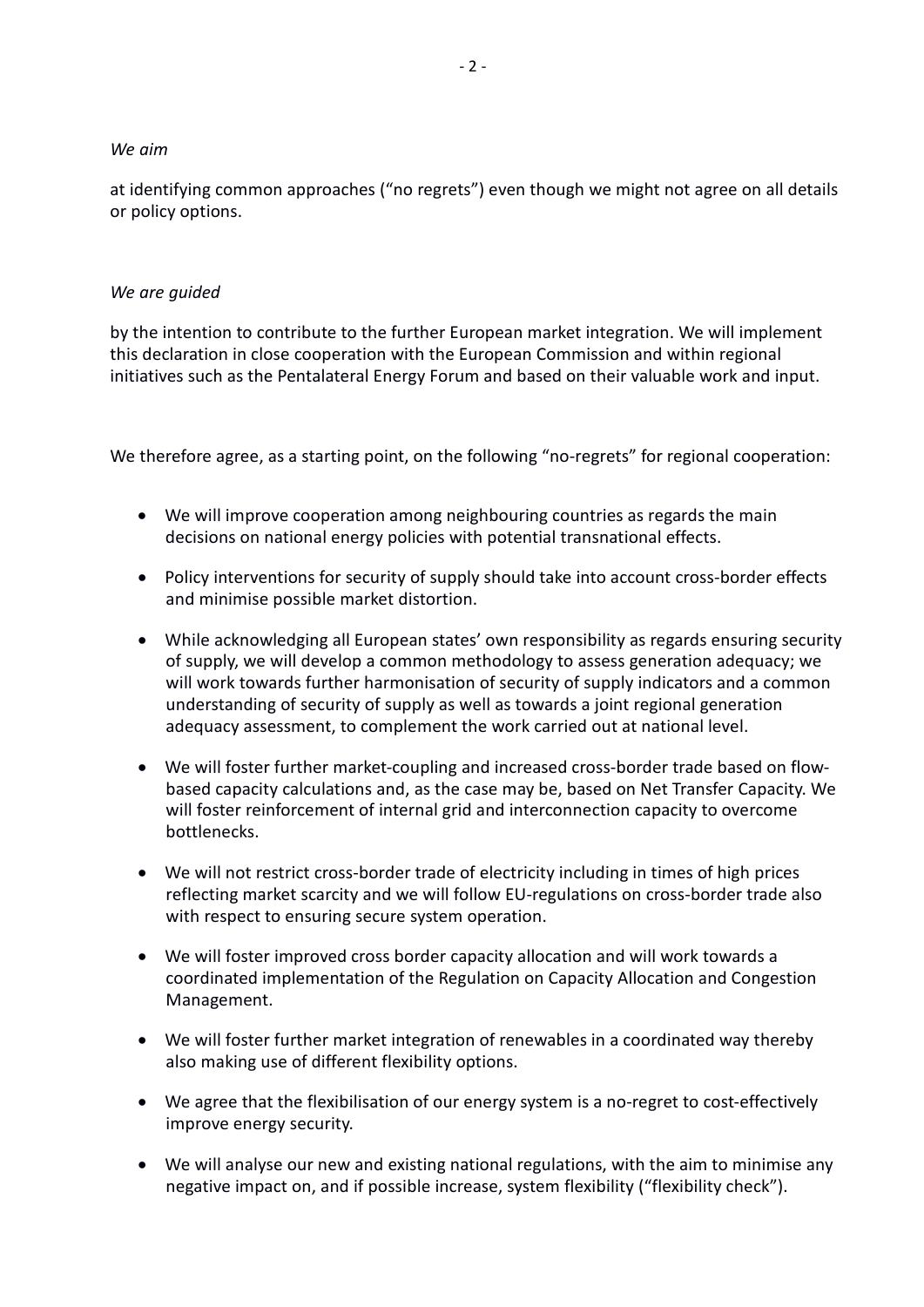*We aim*

at identifying common approaches ("no regrets") even though we might not agree on all details or policy options.

*We are guided*

by the intention to contribute to the further European market integration. We will implement this declaration in close cooperation with the European Commission and within regional initiatives such as the Pentalateral Energy Forum and based on their valuable work and input.

We therefore agree, as a starting point, on the following "no-regrets" for regional cooperation:

- We will improve cooperation among neighbouring countries as regards the main decisions on national energy policies with potential transnational effects.
- Policy interventions for security of supply should take into account cross-border effects and minimise possible market distortion.
- While acknowledging all European states' own responsibility as regards ensuring security of supply, we will develop a common methodology to assess generation adequacy; we will work towards further harmonisation of security of supply indicators and a common understanding of security of supply as well as towards a joint regional generation adequacy assessment, to complement the work carried out at national level.
- We will foster further market-coupling and increased cross-border trade based on flow-based capacity calculations and, as the case may be, based on Net Transfer Capacity. We will foster reinforcement of internal grid and interconnection capacity to overcome bottlenecks.
- We will not restrict cross-border trade of electricity including in times of high prices reflecting market scarcity and we will follow EU-regulations on cross-border trade also with respect to ensuring secure system operation.
- We will foster improved cross border capacity allocation and will work towards a coordinated implementation of the Regulation on Capacity Allocation and Congestion Management.
- We will foster further market integration of renewables in a coordinated way thereby also making use of different flexibility options.
- We agree that the flexibilisation of our energy system is a no-regret to cost-effectively improve energy security.
- We will analyse our new and existing national regulations, with the aim to minimise any negative impact on, and if possible increase, system flexibility ("flexibility check").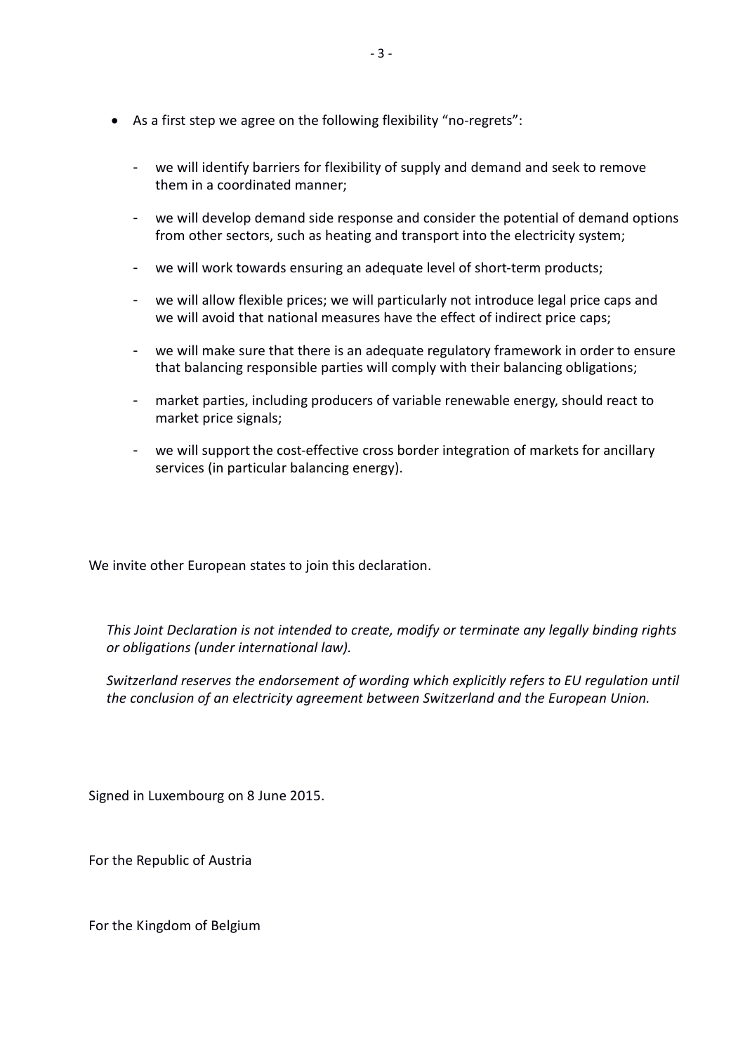- As a first step we agree on the following flexibility "no-regrets":

  - we will identify barriers for flexibility of supply and demand and seek to remove them in a coordinated manner;
  - we will develop demand side response and consider the potential of demand options from other sectors, such as heating and transport into the electricity system;
  - we will work towards ensuring an adequate level of short-term products;
  - we will allow flexible prices; we will particularly not introduce legal price caps and we will avoid that national measures have the effect of indirect price caps;
  - we will make sure that there is an adequate regulatory framework in order to ensure that balancing responsible parties will comply with their balancing obligations;
  - market parties, including producers of variable renewable energy, should react to market price signals;
  - we will support the cost-effective cross border integration of markets for ancillary services (in particular balancing energy).

We invite other European states to join this declaration.

*This Joint Declaration is not intended to create, modify or terminate any legally binding rights or obligations (under international law).*

*Switzerland reserves the endorsement of wording which explicitly refers to EU regulation until the conclusion of an electricity agreement between Switzerland and the European Union.*

Signed in Luxembourg on 8 June 2015.

For the Republic of Austria

For the Kingdom of Belgium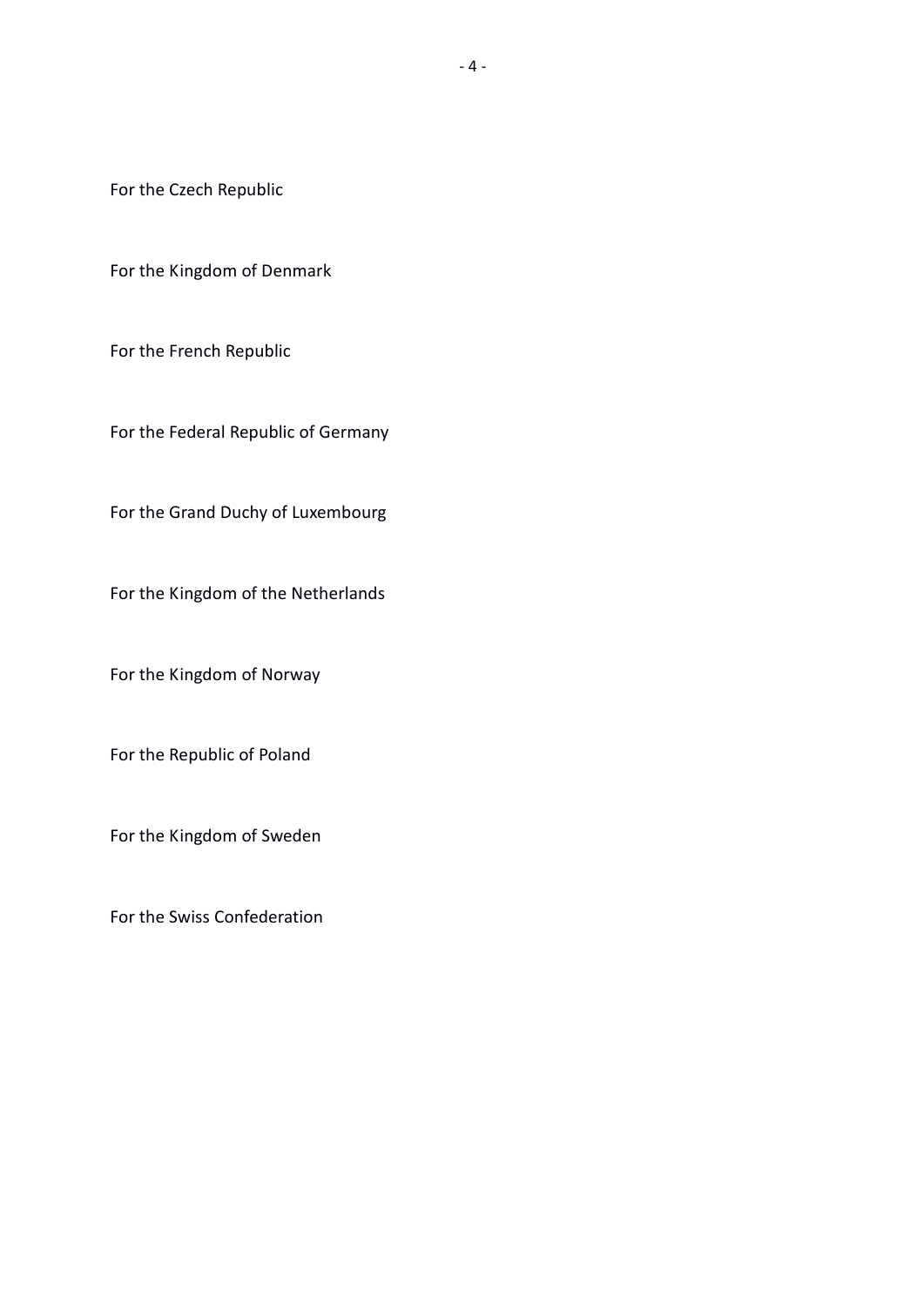For the Czech Republic

For the Kingdom of Denmark

For the French Republic

For the Federal Republic of Germany

For the Grand Duchy of Luxembourg

For the Kingdom of the Netherlands

For the Kingdom of Norway

For the Republic of Poland

For the Kingdom of Sweden

For the Swiss Confederation